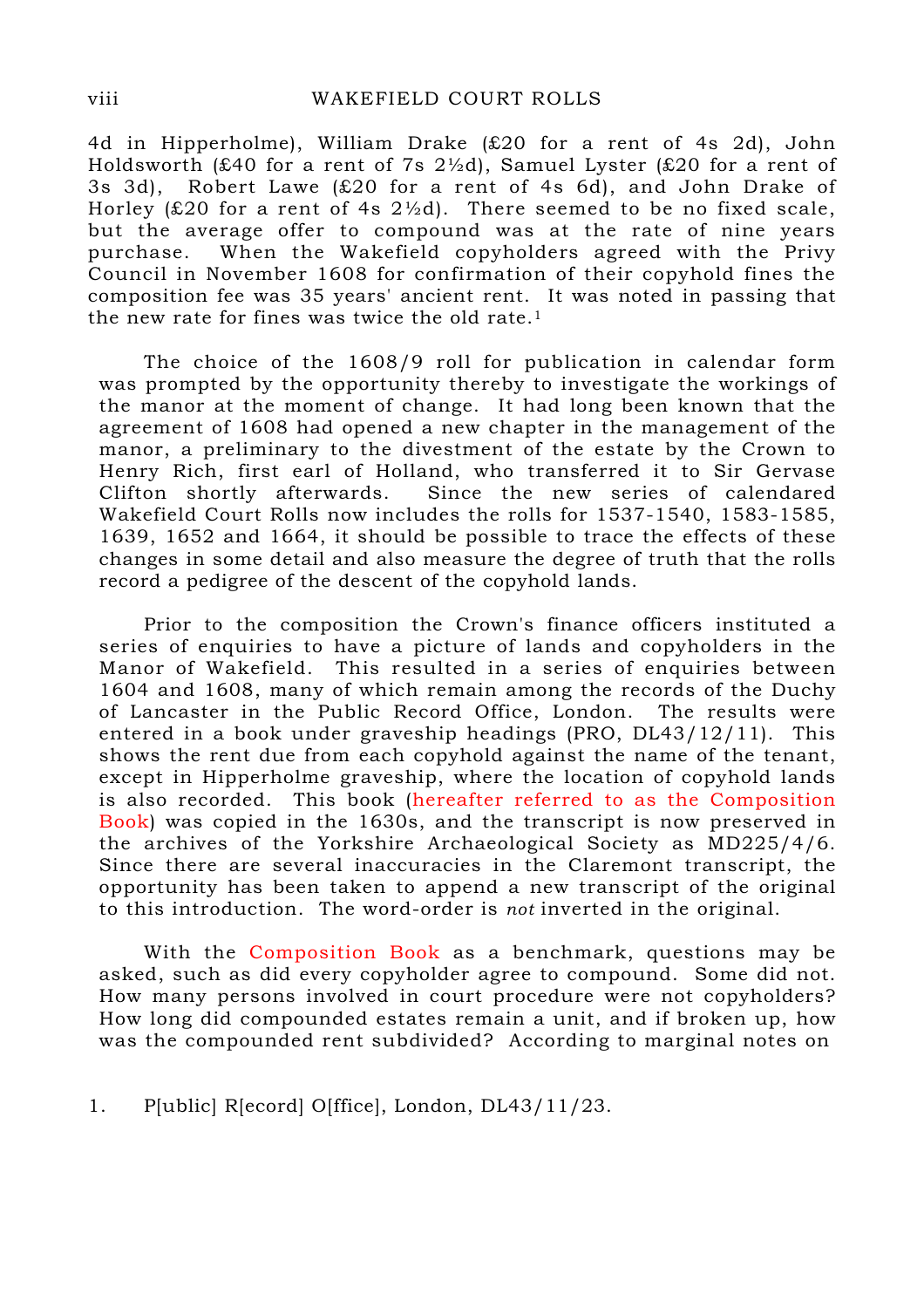4d in Hipperholme), William Drake (£20 for a rent of 4s 2d), John Holdsworth (£40 for a rent of 7s 2½d), Samuel Lyster (£20 for a rent of 3s 3d), Robert Lawe (£20 for a rent of 4s 6d), and John Drake of Horley (£20 for a rent of 4s 2½d). There seemed to be no fixed scale, but the average offer to compound was at the rate of nine years purchase. When the Wakefield copyholders agreed with the Privy Council in November 1608 for confirmation of their copyhold fines the composition fee was 35 years' ancient rent. It was noted in passing that the new rate for fines was twice the old rate.[1]

The choice of the 1608/9 roll for publication in calendar form was prompted by the opportunity thereby to investigate the workings of the manor at the moment of change. It had long been known that the agreement of 1608 had opened a new chapter in the management of the manor, a preliminary to the divestment of the estate by the Crown to Henry Rich, first earl of Holland, who transferred it to Sir Gervase Clifton shortly afterwards. Since the new series of calendared Wakefield Court Rolls now includes the rolls for 1537-1540, 1583-1585, 1639, 1652 and 1664, it should be possible to trace the effects of these changes in some detail and also measure the degree of truth that the rolls record a pedigree of the descent of the copyhold lands.

Prior to the composition the Crown's finance officers instituted a series of enquiries to have a picture of lands and copyholders in the Manor of Wakefield. This resulted in a series of enquiries between 1604 and 1608, many of which remain among the records of the Duchy of Lancaster in the Public Record Office, London. The results were entered in a book under graveship headings (PRO, DL43/12/11). This shows the rent due from each copyhold against the name of the tenant, except in Hipperholme graveship, where the location of copyhold lands is also recorded. This book (hereafter referred to as the Composition Book) was copied in the 1630s, and the transcript is now preserved in the archives of the Yorkshire Archaeological Society as MD225/4/6. Since there are several inaccuracies in the Claremont transcript, the opportunity has been taken to append a new transcript of the original to this introduction. The word-order is *not* inverted in the original.

With the Composition Book as a benchmark, questions may be asked, such as did every copyholder agree to compound. Some did not. How many persons involved in court procedure were not copyholders? How long did compounded estates remain a unit, and if broken up, how was the compounded rent subdivided? According to marginal notes on

1. P[ublic] R[ecord] O[ffice], London, DL43/11/23.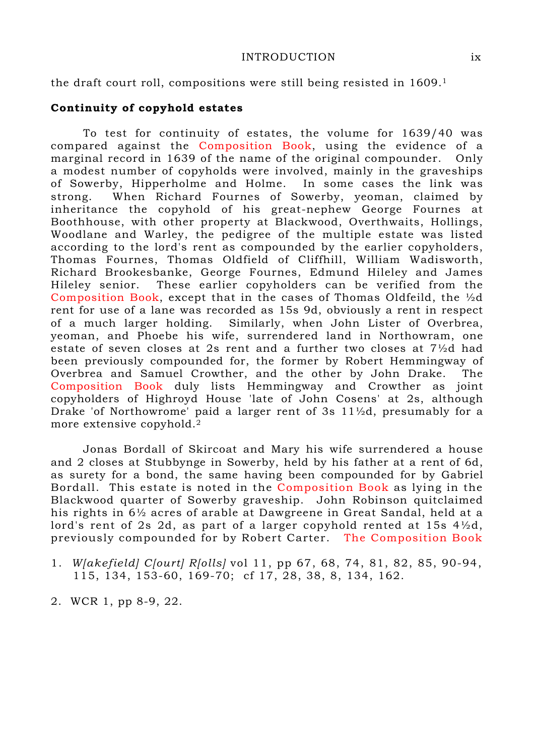the draft court roll, compositions were still being resisted in 1609.[1]

**Continuity of copyhold estates**

To test for continuity of estates, the volume for 1639/40 was compared against the Composition Book, using the evidence of a marginal record in 1639 of the name of the original compounder. Only a modest number of copyholds were involved, mainly in the graveships of Sowerby, Hipperholme and Holme. In some cases the link was strong. When Richard Fournes of Sowerby, yeoman, claimed by inheritance the copyhold of his great-nephew George Fournes at Boothhouse, with other property at Blackwood, Overthwaits, Hollings, Woodlane and Warley, the pedigree of the multiple estate was listed according to the lord's rent as compounded by the earlier copyholders, Thomas Fournes, Thomas Oldfield of Cliffhill, William Wadisworth, Richard Brookesbanke, George Fournes, Edmund Hileley and James Hileley senior. These earlier copyholders can be verified from the Composition Book, except that in the cases of Thomas Oldfeild, the ½d rent for use of a lane was recorded as 15s 9d, obviously a rent in respect of a much larger holding. Similarly, when John Lister of Overbrea, yeoman, and Phoebe his wife, surrendered land in Northowram, one estate of seven closes at 2s rent and a further two closes at 7½d had been previously compounded for, the former by Robert Hemmingway of Overbrea and Samuel Crowther, and the other by John Drake. The Composition Book duly lists Hemmingway and Crowther as joint copyholders of Highroyd House 'late of John Cosens' at 2s, although Drake 'of Northowrome' paid a larger rent of 3s 11½d, presumably for a more extensive copyhold.[2]

Jonas Bordall of Skircoat and Mary his wife surrendered a house and 2 closes at Stubbynge in Sowerby, held by his father at a rent of 6d, as surety for a bond, the same having been compounded for by Gabriel Bordall. This estate is noted in the Composition Book as lying in the Blackwood quarter of Sowerby graveship. John Robinson quitclaimed his rights in 6½ acres of arable at Dawgreene in Great Sandal, held at a lord's rent of 2s 2d, as part of a larger copyhold rented at 15s 4½d, previously compounded for by Robert Carter. The Composition Book

1. *W[akefield] C[ourt] R[olls]* vol 11, pp 67, 68, 74, 81, 82, 85, 90-94, 115, 134, 153-60, 169-70; cf 17, 28, 38, 8, 134, 162.

2. WCR 1, pp 8-9, 22.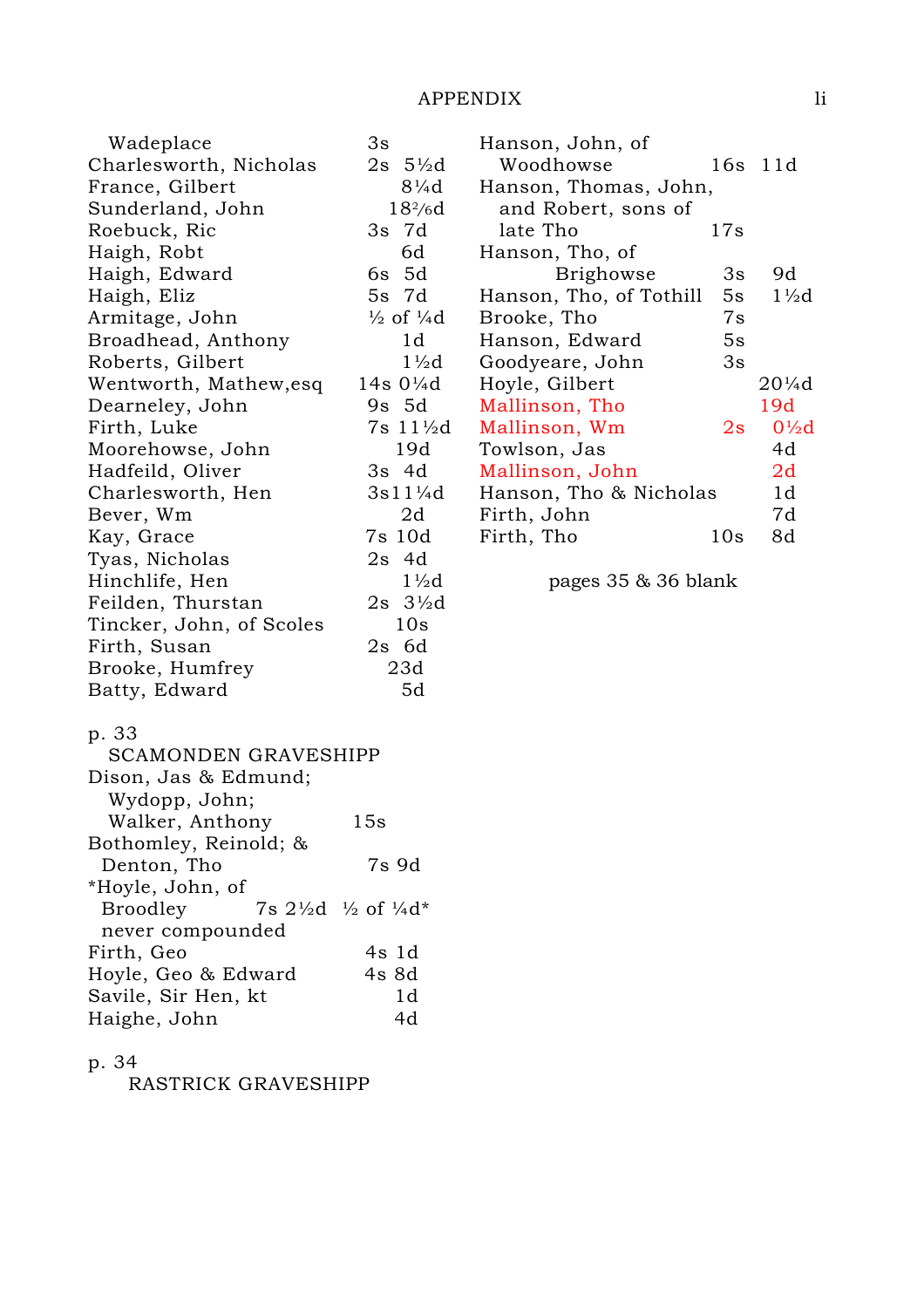| | |
|---|---|
| Wadeplace | 3s |
| Charlesworth, Nicholas | 2s 5½d |
| France, Gilbert | 8¼d |
| Sunderland, John | 18²⁄₆d |
| Roebuck, Ric | 3s 7d |
| Haigh, Robt | 6d |
| Haigh, Edward | 6s 5d |
| Haigh, Eliz | 5s 7d |
| Armitage, John | ½ of ¼d |
| Broadhead, Anthony | 1d |
| Roberts, Gilbert | 1½d |
| Wentworth, Mathew,esq | 14s 0¼d |
| Dearneley, John | 9s 5d |
| Firth, Luke | 7s 11½d |
| Moorehowse, John | 19d |
| Hadfeild, Oliver | 3s 4d |
| Charlesworth, Hen | 3s11¼d |
| Bever, Wm | 2d |
| Kay, Grace | 7s 10d |
| Tyas, Nicholas | 2s 4d |
| Hinchlife, Hen | 1½d |
| Feilden, Thurstan | 2s 3½d |
| Tincker, John, of Scoles | 10s |
| Firth, Susan | 2s 6d |
| Brooke, Humfrey | 23d |
| Batty, Edward | 5d |

p. 33

SCAMONDEN GRAVESHIPP

| | |
|---|---|
| Dison, Jas & Edmund; Wydopp, John; Walker, Anthony | 15s |
| Bothomley, Reinold; & Denton, Tho | 7s 9d |
| *Hoyle, John, of Broodley 7s 2½d ½ of ¼d* never compounded | |
| Firth, Geo | 4s 1d |
| Hoyle, Geo & Edward | 4s 8d |
| Savile, Sir Hen, kt | 1d |
| Haighe, John | 4d |

p. 34

RASTRICK GRAVESHIPP

| | | |
|---|---|---|
| Hanson, John, of Woodhowse | 16s | 11d |
| Hanson, Thomas, John, and Robert, sons of late Tho | 17s | |
| Hanson, Tho, of Brighowse | 3s | 9d |
| Hanson, Tho, of Tothill | 5s | 1½d |
| Brooke, Tho | 7s | |
| Hanson, Edward | 5s | |
| Goodyeare, John | 3s | |
| Hoyle, Gilbert | | 20¼d |
| Mallinson, Tho | | 19d |
| Mallinson, Wm | 2s | 0½d |
| Towlson, Jas | | 4d |
| Mallinson, John | | 2d |
| Hanson, Tho & Nicholas | | 1d |
| Firth, John | | 7d |
| Firth, Tho | 10s | 8d |

pages 35 & 36 blank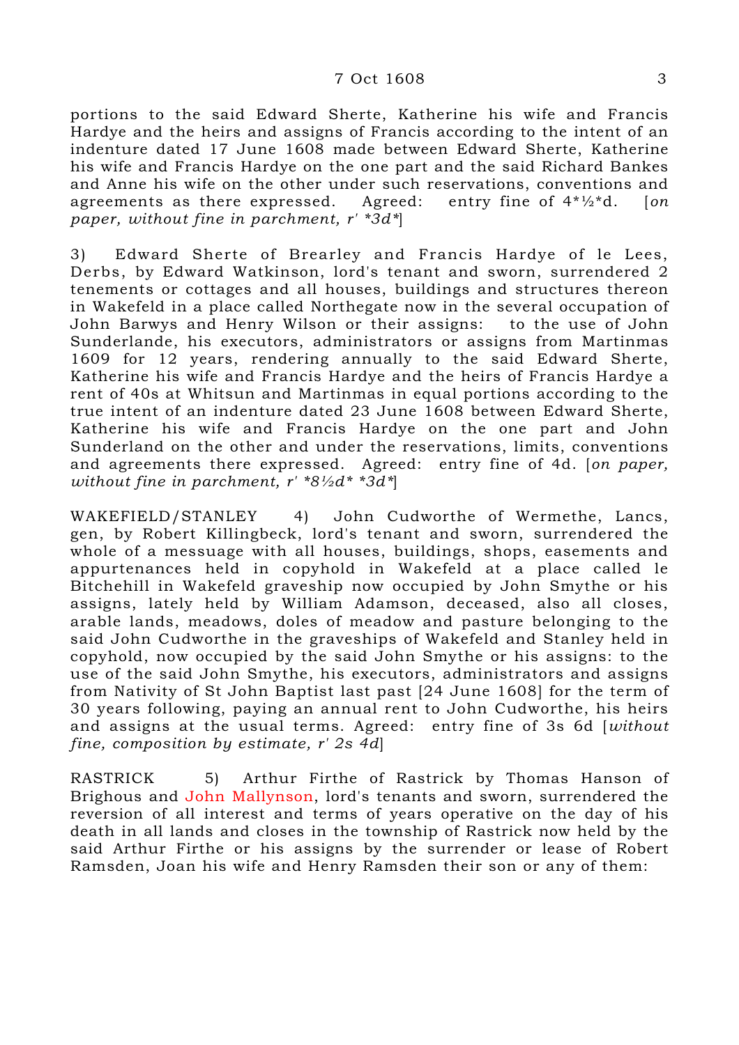portions to the said Edward Sherte, Katherine his wife and Francis Hardye and the heirs and assigns of Francis according to the intent of an indenture dated 17 June 1608 made between Edward Sherte, Katherine his wife and Francis Hardye on the one part and the said Richard Bankes and Anne his wife on the other under such reservations, conventions and agreements as there expressed. Agreed: entry fine of 4*½*d. [*on paper, without fine in parchment, r' *3d**]

3) Edward Sherte of Brearley and Francis Hardye of le Lees, Derbs, by Edward Watkinson, lord's tenant and sworn, surrendered 2 tenements or cottages and all houses, buildings and structures thereon in Wakefeld in a place called Northegate now in the several occupation of John Barwys and Henry Wilson or their assigns: to the use of John Sunderlande, his executors, administrators or assigns from Martinmas 1609 for 12 years, rendering annually to the said Edward Sherte, Katherine his wife and Francis Hardye and the heirs of Francis Hardye a rent of 40s at Whitsun and Martinmas in equal portions according to the true intent of an indenture dated 23 June 1608 between Edward Sherte, Katherine his wife and Francis Hardye on the one part and John Sunderland on the other and under the reservations, limits, conventions and agreements there expressed. Agreed: entry fine of 4d. [*on paper, without fine in parchment, r' *8½d* *3d**]

WAKEFIELD/STANLEY 4) John Cudworthe of Wermethe, Lancs, gen, by Robert Killingbeck, lord's tenant and sworn, surrendered the whole of a messuage with all houses, buildings, shops, easements and appurtenances held in copyhold in Wakefield at a place called le Bitchehill in Wakefeld graveship now occupied by John Smythe or his assigns, lately held by William Adamson, deceased, also all closes, arable lands, meadows, doles of meadow and pasture belonging to the said John Cudworthe in the graveships of Wakefeld and Stanley held in copyhold, now occupied by the said John Smythe or his assigns: to the use of the said John Smythe, his executors, administrators and assigns from Nativity of St John Baptist last past [24 June 1608] for the term of 30 years following, paying an annual rent to John Cudworthe, his heirs and assigns at the usual terms. Agreed: entry fine of 3s 6d [*without fine, composition by estimate, r' 2s 4d*]

RASTRICK 5) Arthur Firthe of Rastrick by Thomas Hanson of Brighous and John Mallynson, lord's tenants and sworn, surrendered the reversion of all interest and terms of years operative on the day of his death in all lands and closes in the township of Rastrick now held by the said Arthur Firthe or his assigns by the surrender or lease of Robert Ramsden, Joan his wife and Henry Ramsden their son or any of them: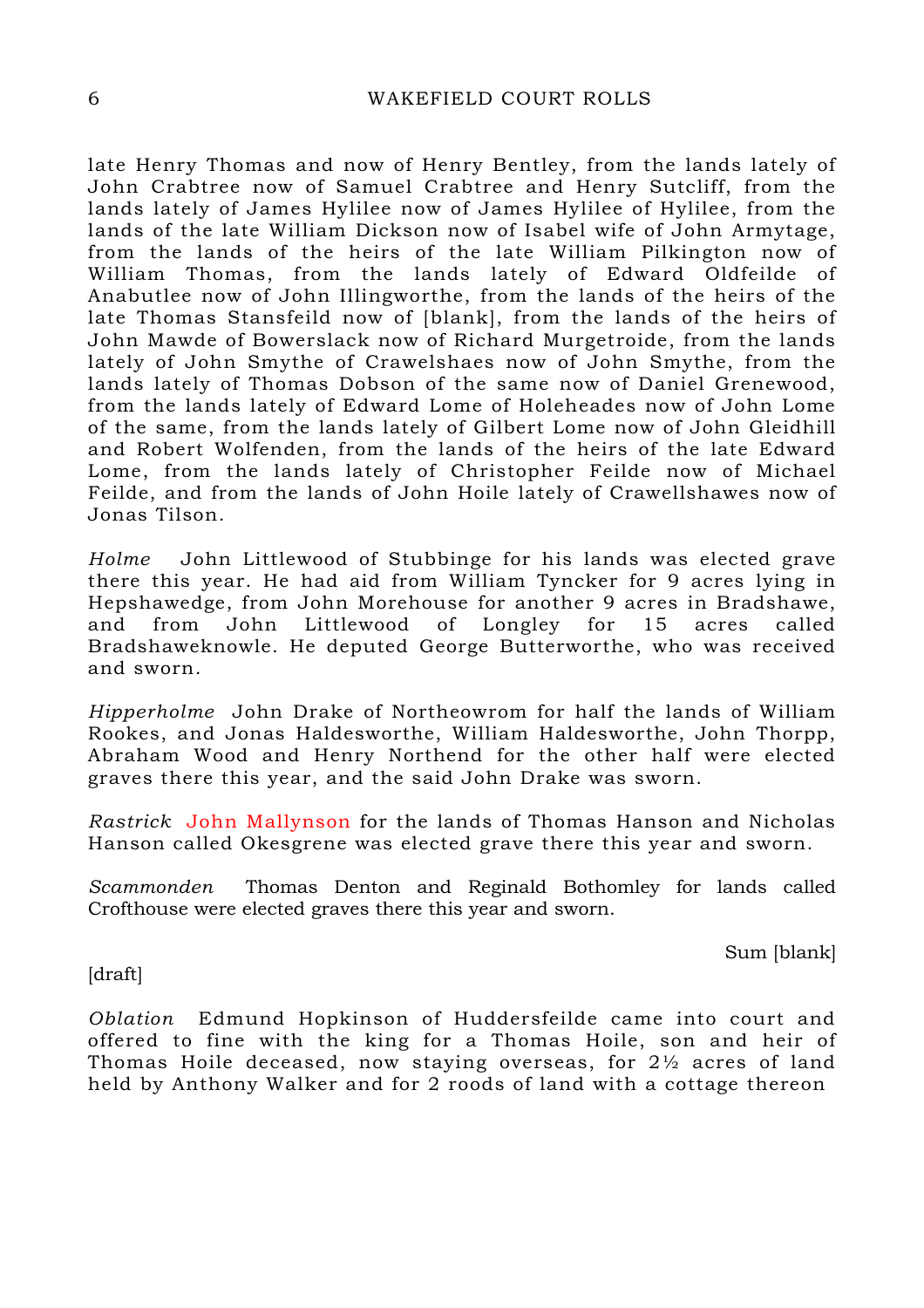late Henry Thomas and now of Henry Bentley, from the lands lately of John Crabtree now of Samuel Crabtree and Henry Sutcliff, from the lands lately of James Hylilee now of James Hylilee of Hylilee, from the lands of the late William Dickson now of Isabel wife of John Armytage, from the lands of the heirs of the late William Pilkington now of William Thomas, from the lands lately of Edward Oldfeilde of Anabutlee now of John Illingworthe, from the lands of the heirs of the late Thomas Stansfeild now of [blank], from the lands of the heirs of John Mawde of Bowerslack now of Richard Murgetroide, from the lands lately of John Smythe of Crawelshaes now of John Smythe, from the lands lately of Thomas Dobson of the same now of Daniel Grenewood, from the lands lately of Edward Lome of Holeheades now of John Lome of the same, from the lands lately of Gilbert Lome now of John Gleidhill and Robert Wolfenden, from the lands of the heirs of the late Edward Lome, from the lands lately of Christopher Feilde now of Michael Feilde, and from the lands of John Hoile lately of Crawellshawes now of Jonas Tilson.

*Holme* John Littlewood of Stubbinge for his lands was elected grave there this year. He had aid from William Tyncker for 9 acres lying in Hepshawedge, from John Morehouse for another 9 acres in Bradshawe, and from John Littlewood of Longley for 15 acres called Bradshaweknowle. He deputed George Butterworthe, who was received and sworn.

*Hipperholme* John Drake of Northeowrom for half the lands of William Rookes, and Jonas Haldesworthe, William Haldesworthe, John Thorpp, Abraham Wood and Henry Northend for the other half were elected graves there this year, and the said John Drake was sworn.

*Rastrick* John Mallynson for the lands of Thomas Hanson and Nicholas Hanson called Okesgrene was elected grave there this year and sworn.

*Scammonden* Thomas Denton and Reginald Bothomley for lands called Crofthouse were elected graves there this year and sworn.

Sum [blank]

[draft]

*Oblation* Edmund Hopkinson of Huddersfeilde came into court and offered to fine with the king for a Thomas Hoile, son and heir of Thomas Hoile deceased, now staying overseas, for 2½ acres of land held by Anthony Walker and for 2 roods of land with a cottage thereon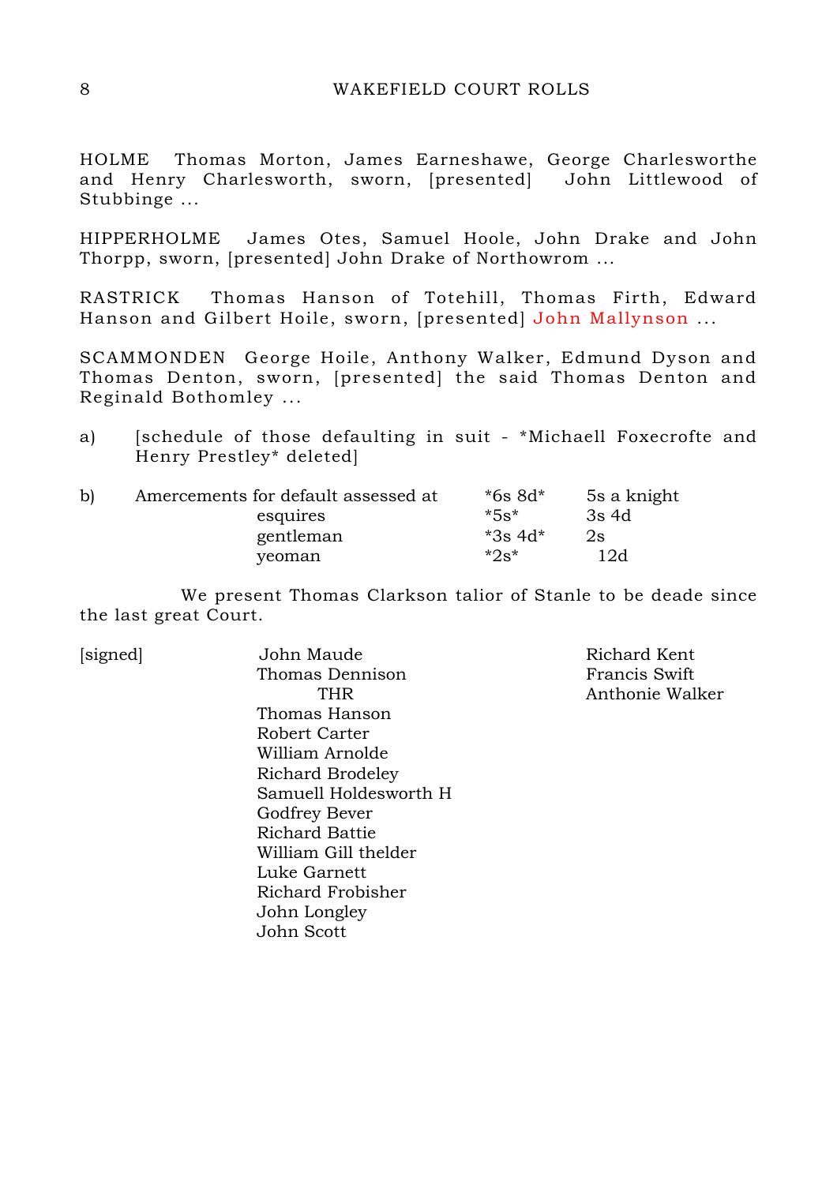HOLME Thomas Morton, James Earneshawe, George Charlesworthe and Henry Charlesworth, sworn, [presented] John Littlewood of Stubbinge ...

HIPPERHOLME James Otes, Samuel Hoole, John Drake and John Thorpp, sworn, [presented] John Drake of Northowrom ...

RASTRICK Thomas Hanson of Totehill, Thomas Firth, Edward Hanson and Gilbert Hoile, sworn, [presented] John Mallynson ...

SCAMMONDEN George Hoile, Anthony Walker, Edmund Dyson and Thomas Denton, sworn, [presented] the said Thomas Denton and Reginald Bothomley ...

a) [schedule of those defaulting in suit - *Michaell Foxecrofte and Henry Prestley* deleted]

b) Amercements for default assessed at

| | | |
|---|---|---|
| | *6s 8d* | 5s a knight |
| esquires | *5s* | 3s 4d |
| gentleman | *3s 4d* | 2s |
| yeoman | *2s* | 12d |

We present Thomas Clarkson talior of Stanle to be deade since the last great Court.

[signed]

John Maude
Thomas Dennison
THR
Thomas Hanson
Robert Carter
William Arnolde
Richard Brodeley
Samuell Holdesworth H
Godfrey Bever
Richard Battie
William Gill thelder
Luke Garnett
Richard Frobisher
John Longley
John Scott

Richard Kent
Francis Swift
Anthonie Walker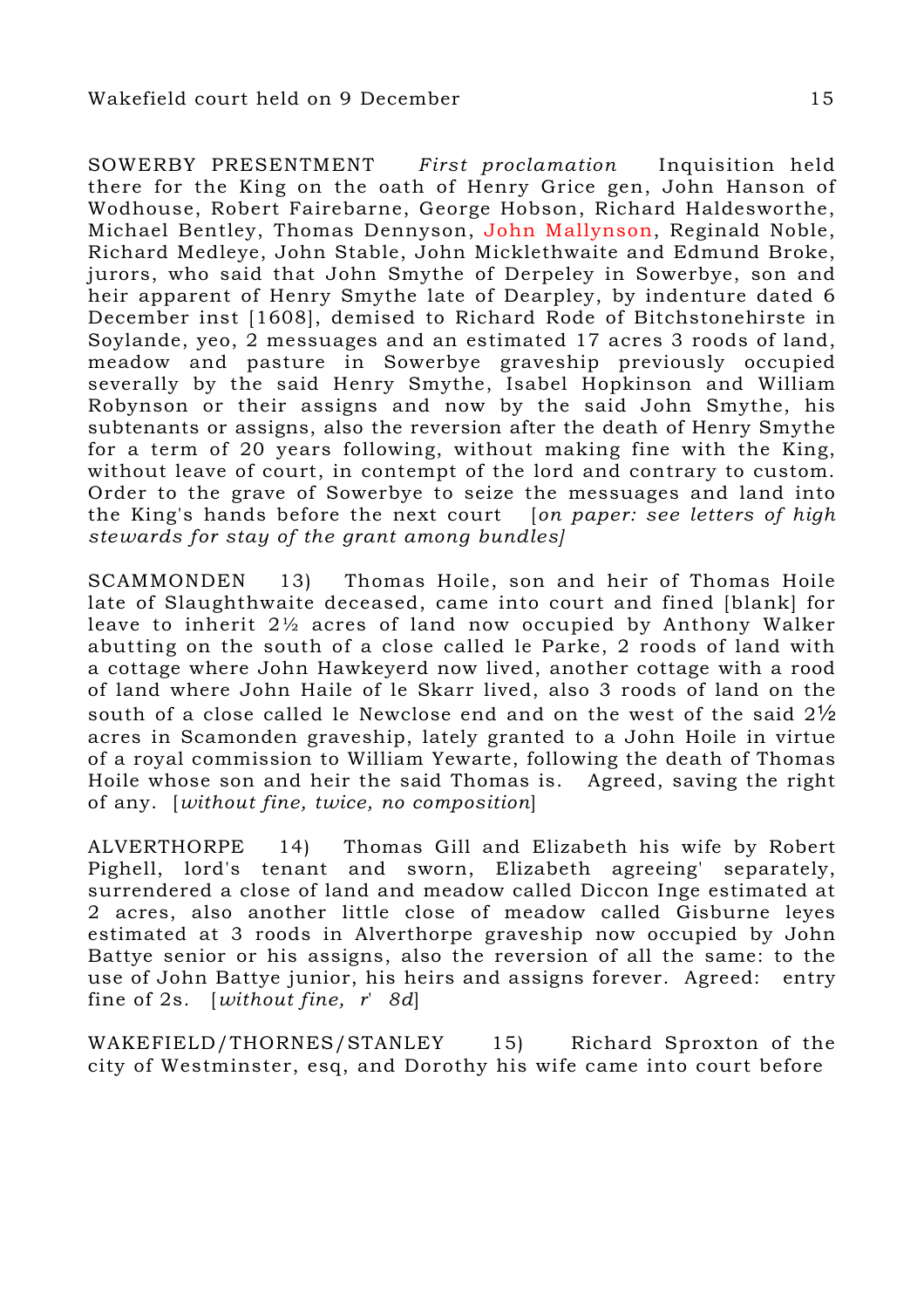SOWERBY PRESENTMENT *First proclamation* Inquisition held there for the King on the oath of Henry Grice gen, John Hanson of Wodhouse, Robert Fairebarne, George Hobson, Richard Haldesworthe, Michael Bentley, Thomas Dennyson, John Mallynson, Reginald Noble, Richard Medleye, John Stable, John Micklethwaite and Edmund Broke, jurors, who said that John Smythe of Derpeley in Sowerbye, son and heir apparent of Henry Smythe late of Dearpley, by indenture dated 6 December inst [1608], demised to Richard Rode of Bitchstonehirste in Soylande, yeo, 2 messuages and an estimated 17 acres 3 roods of land, meadow and pasture in Sowerbye graveship previously occupied severally by the said Henry Smythe, Isabel Hopkinson and William Robynson or their assigns and now by the said John Smythe, his subtenants or assigns, also the reversion after the death of Henry Smythe for a term of 20 years following, without making fine with the King, without leave of court, in contempt of the lord and contrary to custom. Order to the grave of Sowerbye to seize the messuages and land into the King's hands before the next court [*on paper: see letters of high stewards for stay of the grant among bundles*]

SCAMMONDEN 13) Thomas Hoile, son and heir of Thomas Hoile late of Slaughthwaite deceased, came into court and fined [blank] for leave to inherit 2½ acres of land now occupied by Anthony Walker abutting on the south of a close called le Parke, 2 roods of land with a cottage where John Hawkeyerd now lived, another cottage with a rood of land where John Haile of le Skarr lived, also 3 roods of land on the south of a close called le Newclose end and on the west of the said 2½ acres in Scamonden graveship, lately granted to a John Hoile in virtue of a royal commission to William Yewarte, following the death of Thomas Hoile whose son and heir the said Thomas is. Agreed, saving the right of any. [*without fine, twice, no composition*]

ALVERTHORPE 14) Thomas Gill and Elizabeth his wife by Robert Pighell, lord's tenant and sworn, Elizabeth agreeing' separately, surrendered a close of land and meadow called Diccon Inge estimated at 2 acres, also another little close of meadow called Gisburne leyes estimated at 3 roods in Alverthorpe graveship now occupied by John Battye senior or his assigns, also the reversion of all the same: to the use of John Battye junior, his heirs and assigns forever. Agreed: entry fine of 2s. [*without fine, r' 8d*]

WAKEFIELD/THORNES/STANLEY 15) Richard Sproxton of the city of Westminster, esq, and Dorothy his wife came into court before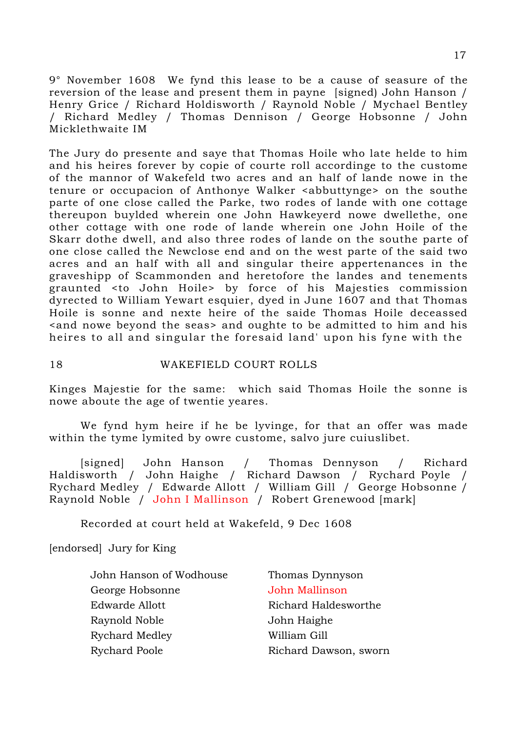9° November 1608  We fynd this lease to be a cause of seasure of the reversion of the lease and present them in payne  [signed) John Hanson / Henry Grice / Richard Holdisworth / Raynold Noble / Mychael Bentley / Richard Medley / Thomas Dennison / George Hobsonne / John Micklethwaite IM

The Jury do presente and saye that Thomas Hoile who late helde to him and his heires forever by copie of courte roll accordinge to the custome of the mannor of Wakefeld two acres and an half of lande nowe in the tenure or occupacion of Anthonye Walker <abbuttynge> on the southe parte of one close called the Parke, two rodes of lande with one cottage thereupon buylded wherein one John Hawkeyerd nowe dwellethe, one other cottage with one rode of lande wherein one John Hoile of the Skarr dothe dwell, and also three rodes of lande on the southe parte of one close called the Newclose end and on the west parte of the said two acres and an half with all and singular theire appertenances in the graveshipp of Scammonden and heretofore the landes and tenements graunted <to John Hoile> by force of his Majesties commission dyrected to William Yewart esquier, dyed in June 1607 and that Thomas Hoile is sonne and nexte heire of the saide Thomas Hoile deceassed <and nowe beyond the seas> and oughte to be admitted to him and his heires to all and singular the foresaid land' upon his fyne with the

Kinges Majestie for the same:  which said Thomas Hoile the sonne is nowe aboute the age of twentie yeares.

We fynd hym heire if he be lyvinge, for that an offer was made within the tyme lymited by owre custome, salvo jure cuiuslibet.

[signed] John Hanson / Thomas Dennyson / Richard Haldisworth / John Haighe / Richard Dawson / Rychard Poyle / Rychard Medley / Edwarde Allott / William Gill / George Hobsonne / Raynold Noble / John I Mallinson / Robert Grenewood [mark]

Recorded at court held at Wakefeld, 9 Dec 1608

[endorsed]  Jury for King

| | |
|---|---|
| John Hanson of Wodhouse | Thomas Dynnyson |
| George Hobsonne | John Mallinson |
| Edwarde Allott | Richard Haldesworthe |
| Raynold Noble | John Haighe |
| Rychard Medley | William Gill |
| Rychard Poole | Richard Dawson, sworn |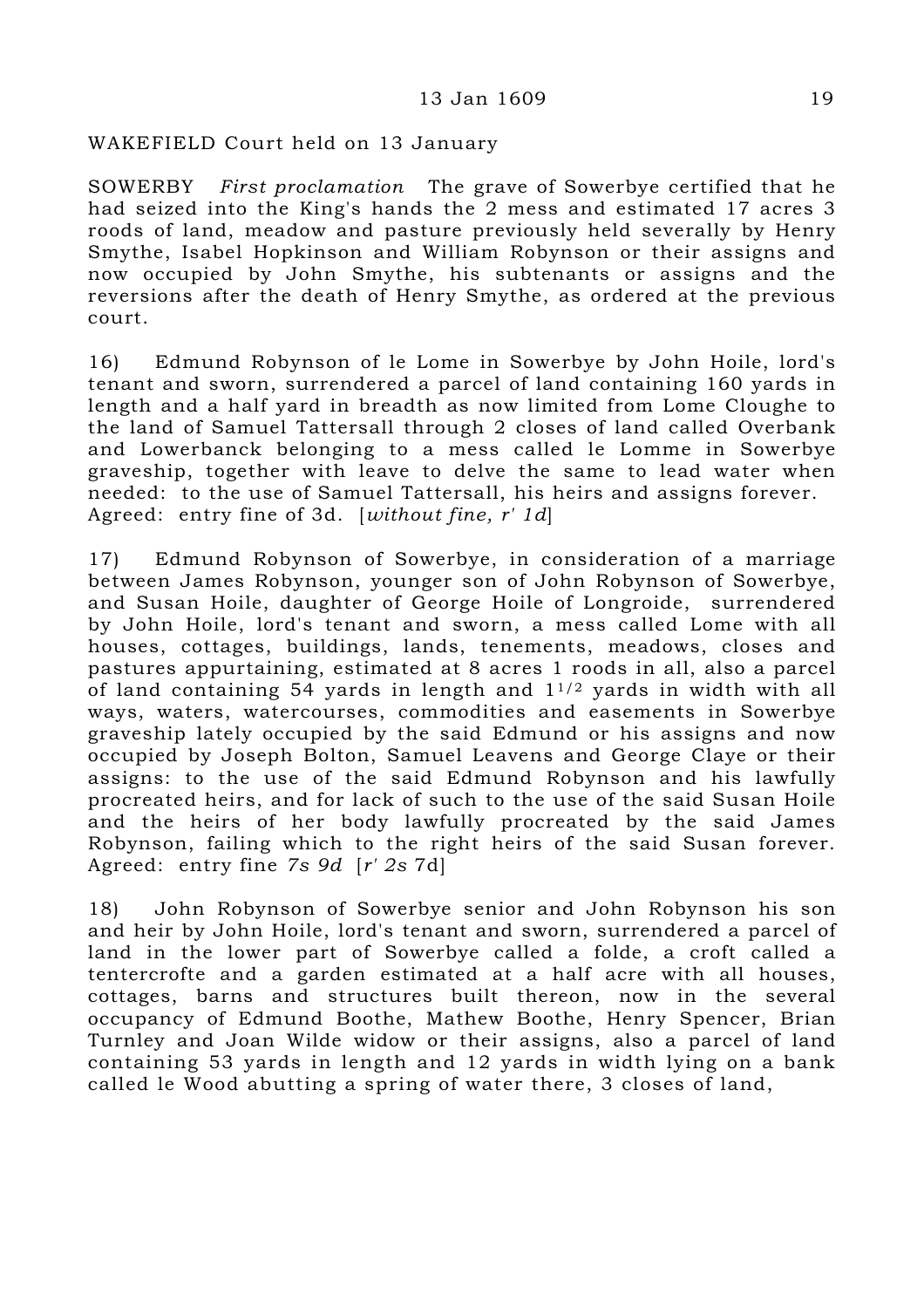WAKEFIELD Court held on 13 January

SOWERBY *First proclamation* The grave of Sowerbye certified that he had seized into the King's hands the 2 mess and estimated 17 acres 3 roods of land, meadow and pasture previously held severally by Henry Smythe, Isabel Hopkinson and William Robynson or their assigns and now occupied by John Smythe, his subtenants or assigns and the reversions after the death of Henry Smythe, as ordered at the previous court.

16) Edmund Robynson of le Lome in Sowerbye by John Hoile, lord's tenant and sworn, surrendered a parcel of land containing 160 yards in length and a half yard in breadth as now limited from Lome Cloughe to the land of Samuel Tattersall through 2 closes of land called Overbank and Lowerbanck belonging to a mess called le Lomme in Sowerbye graveship, together with leave to delve the same to lead water when needed: to the use of Samuel Tattersall, his heirs and assigns forever. Agreed: entry fine of 3d. [*without fine, r' 1d*]

17) Edmund Robynson of Sowerbye, in consideration of a marriage between James Robynson, younger son of John Robynson of Sowerbye, and Susan Hoile, daughter of George Hoile of Longroide, surrendered by John Hoile, lord's tenant and sworn, a mess called Lome with all houses, cottages, buildings, lands, tenements, meadows, closes and pastures appurtaining, estimated at 8 acres 1 roods in all, also a parcel of land containing 54 yards in length and 1 1/2 yards in width with all ways, waters, watercourses, commodities and easements in Sowerbye graveship lately occupied by the said Edmund or his assigns and now occupied by Joseph Bolton, Samuel Leavens and George Claye or their assigns: to the use of the said Edmund Robynson and his lawfully procreated heirs, and for lack of such to the use of the said Susan Hoile and the heirs of her body lawfully procreated by the said James Robynson, failing which to the right heirs of the said Susan forever. Agreed: entry fine *7s 9d* [*r' 2s* 7d]

18) John Robynson of Sowerbye senior and John Robynson his son and heir by John Hoile, lord's tenant and sworn, surrendered a parcel of land in the lower part of Sowerbye called a folde, a croft called a tentercrofte and a garden estimated at a half acre with all houses, cottages, barns and structures built thereon, now in the several occupancy of Edmund Boothe, Mathew Boothe, Henry Spencer, Brian Turnley and Joan Wilde widow or their assigns, also a parcel of land containing 53 yards in length and 12 yards in width lying on a bank called le Wood abutting a spring of water there, 3 closes of land,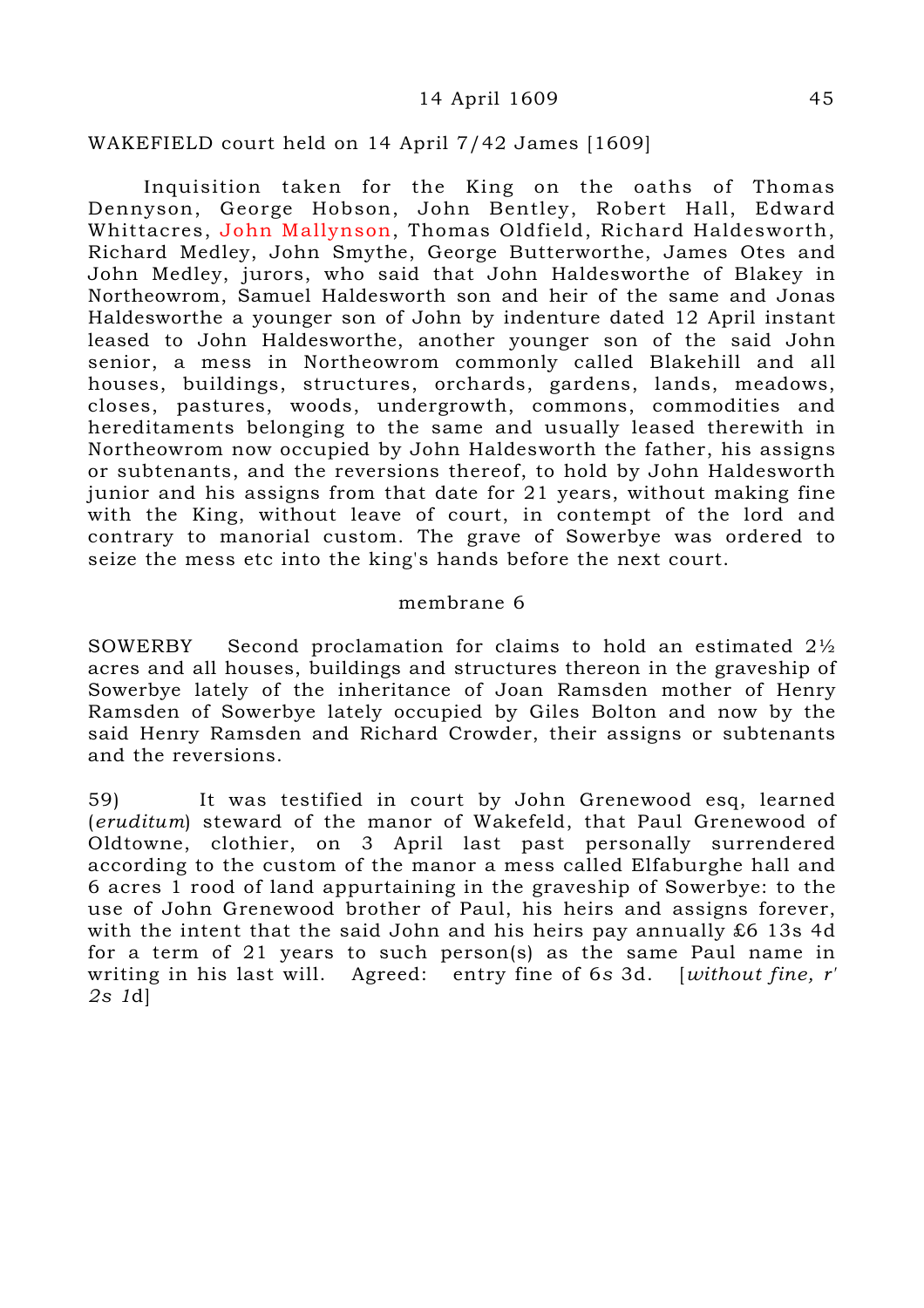WAKEFIELD court held on 14 April 7/42 James [1609]

Inquisition taken for the King on the oaths of Thomas Dennyson, George Hobson, John Bentley, Robert Hall, Edward Whittacres, John Mallynson, Thomas Oldfield, Richard Haldesworth, Richard Medley, John Smythe, George Butterworthe, James Otes and John Medley, jurors, who said that John Haldesworthe of Blakey in Northeowrom, Samuel Haldesworth son and heir of the same and Jonas Haldesworthe a younger son of John by indenture dated 12 April instant leased to John Haldesworthe, another younger son of the said John senior, a mess in Northeowrom commonly called Blakehill and all houses, buildings, structures, orchards, gardens, lands, meadows, closes, pastures, woods, undergrowth, commons, commodities and hereditaments belonging to the same and usually leased therewith in Northeowrom now occupied by John Haldesworth the father, his assigns or subtenants, and the reversions thereof, to hold by John Haldesworth junior and his assigns from that date for 21 years, without making fine with the King, without leave of court, in contempt of the lord and contrary to manorial custom. The grave of Sowerbye was ordered to seize the mess etc into the king's hands before the next court.

membrane 6

SOWERBY Second proclamation for claims to hold an estimated 2½ acres and all houses, buildings and structures thereon in the graveship of Sowerbye lately of the inheritance of Joan Ramsden mother of Henry Ramsden of Sowerbye lately occupied by Giles Bolton and now by the said Henry Ramsden and Richard Crowder, their assigns or subtenants and the reversions.

59) It was testified in court by John Grenewood esq, learned (*eruditum*) steward of the manor of Wakefeld, that Paul Grenewood of Oldtowne, clothier, on 3 April last past personally surrendered according to the custom of the manor a mess called Elfaburghe hall and 6 acres 1 rood of land appurtaining in the graveship of Sowerbye: to the use of John Grenewood brother of Paul, his heirs and assigns forever, with the intent that the said John and his heirs pay annually £6 13s 4d for a term of 21 years to such person(s) as the same Paul name in writing in his last will. Agreed: entry fine of 6s 3d. [*without fine, r' 2s 1d*]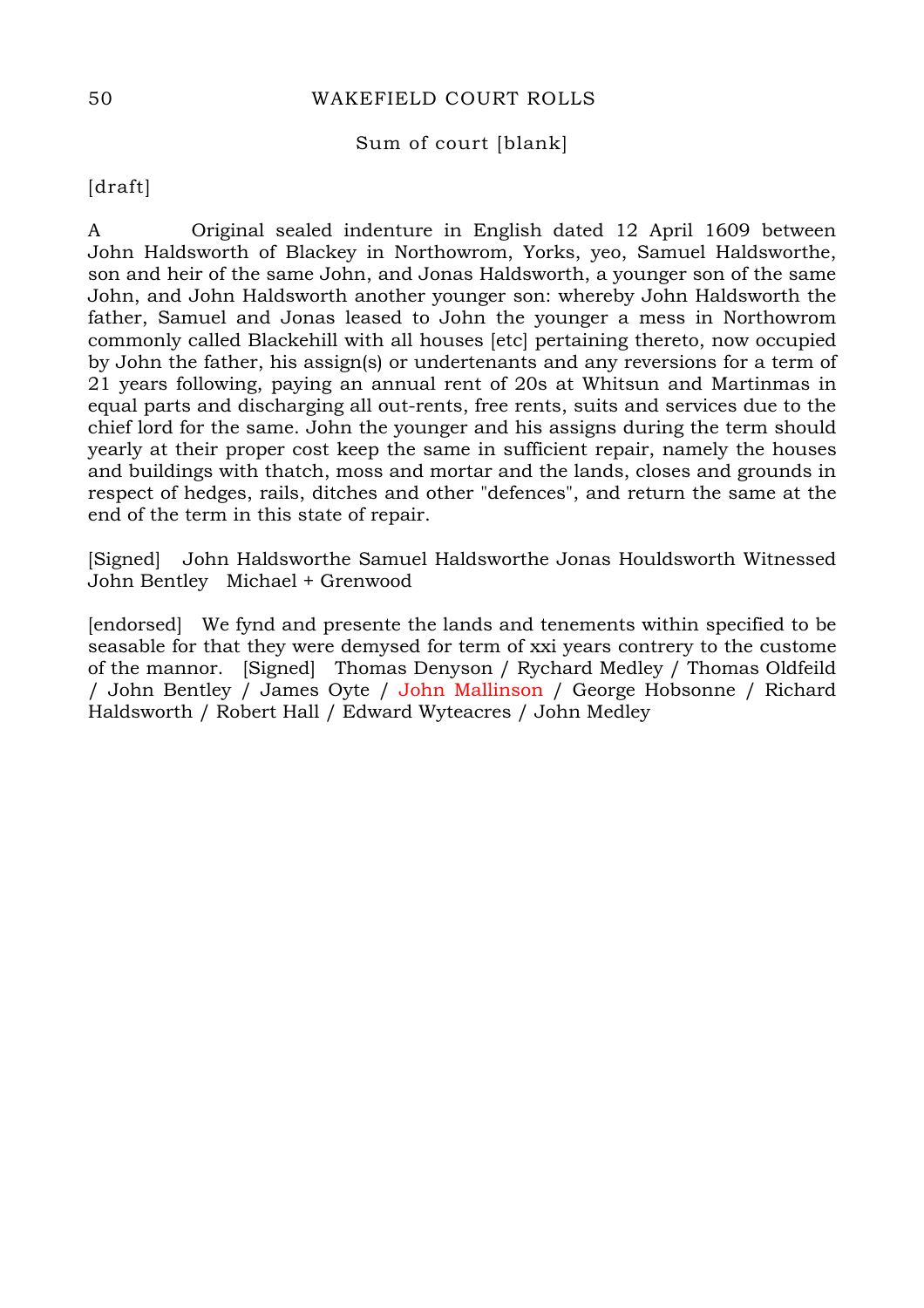Sum of court [blank]

[draft]

A Original sealed indenture in English dated 12 April 1609 between John Haldsworth of Blackey in Northowrom, Yorks, yeo, Samuel Haldsworthe, son and heir of the same John, and Jonas Haldsworth, a younger son of the same John, and John Haldsworth another younger son: whereby John Haldsworth the father, Samuel and Jonas leased to John the younger a mess in Northowrom commonly called Blackehill with all houses [etc] pertaining thereto, now occupied by John the father, his assign(s) or undertenants and any reversions for a term of 21 years following, paying an annual rent of 20s at Whitsun and Martinmas in equal parts and discharging all out-rents, free rents, suits and services due to the chief lord for the same. John the younger and his assigns during the term should yearly at their proper cost keep the same in sufficient repair, namely the houses and buildings with thatch, moss and mortar and the lands, closes and grounds in respect of hedges, rails, ditches and other "defences", and return the same at the end of the term in this state of repair.

[Signed] John Haldsworthe Samuel Haldsworthe Jonas Houldsworth Witnessed John Bentley Michael + Grenwood

[endorsed] We fynd and presente the lands and tenements within specified to be seasable for that they were demysed for term of xxi years contrery to the custome of the mannor. [Signed] Thomas Denyson / Rychard Medley / Thomas Oldfeild / John Bentley / James Oyte / John Mallinson / George Hobsonne / Richard Haldsworth / Robert Hall / Edward Wyteacres / John Medley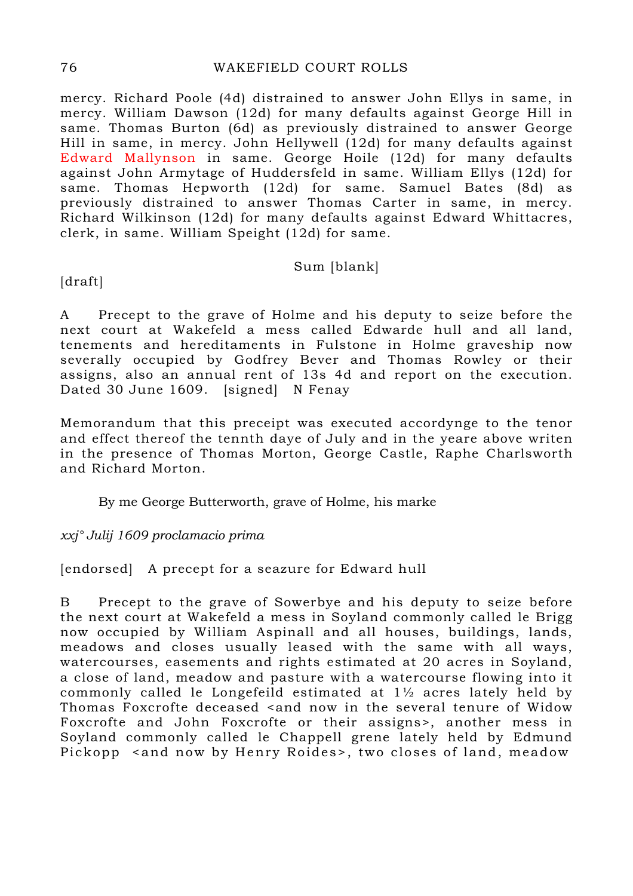mercy. Richard Poole (4d) distrained to answer John Ellys in same, in mercy. William Dawson (12d) for many defaults against George Hill in same. Thomas Burton (6d) as previously distrained to answer George Hill in same, in mercy. John Hellywell (12d) for many defaults against Edward Mallynson in same. George Hoile (12d) for many defaults against John Armytage of Huddersfeld in same. William Ellys (12d) for same. Thomas Hepworth (12d) for same. Samuel Bates (8d) as previously distrained to answer Thomas Carter in same, in mercy. Richard Wilkinson (12d) for many defaults against Edward Whittacres, clerk, in same. William Speight (12d) for same.

Sum [blank]

[draft]

A Precept to the grave of Holme and his deputy to seize before the next court at Wakefeld a mess called Edwarde hull and all land, tenements and hereditaments in Fulstone in Holme graveship now severally occupied by Godfrey Bever and Thomas Rowley or their assigns, also an annual rent of 13s 4d and report on the execution. Dated 30 June 1609. [signed] N Fenay

Memorandum that this preceipt was executed accordynge to the tenor and effect thereof the tennth daye of July and in the yeare above writen in the presence of Thomas Morton, George Castle, Raphe Charlsworth and Richard Morton.

By me George Butterworth, grave of Holme, his marke

*xxj° Julij 1609 proclamacio prima*

[endorsed] A precept for a seazure for Edward hull

B Precept to the grave of Sowerbye and his deputy to seize before the next court at Wakefeld a mess in Soyland commonly called le Brigg now occupied by William Aspinall and all houses, buildings, lands, meadows and closes usually leased with the same with all ways, watercourses, easements and rights estimated at 20 acres in Soyland, a close of land, meadow and pasture with a watercourse flowing into it commonly called le Longefeild estimated at 1½ acres lately held by Thomas Foxcrofte deceased <and now in the several tenure of Widow Foxcrofte and John Foxcrofte or their assigns>, another mess in Soyland commonly called le Chappell grene lately held by Edmund Pickopp <and now by Henry Roides>, two closes of land, meadow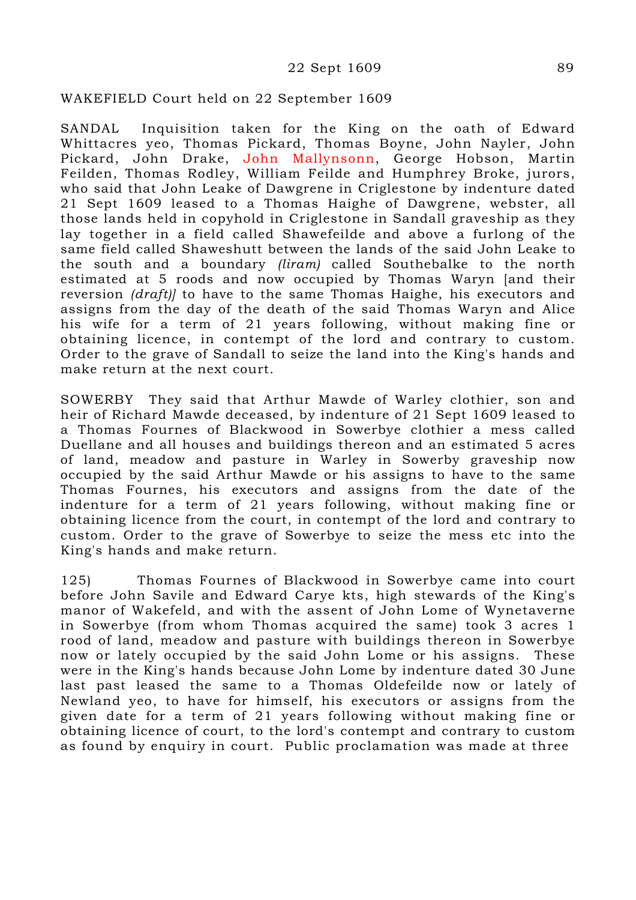WAKEFIELD Court held on 22 September 1609

SANDAL Inquisition taken for the King on the oath of Edward Whittacres yeo, Thomas Pickard, Thomas Boyne, John Nayler, John Pickard, John Drake, John Mallynsonn, George Hobson, Martin Feilden, Thomas Rodley, William Feilde and Humphrey Broke, jurors, who said that John Leake of Dawgrene in Criglestone by indenture dated 21 Sept 1609 leased to a Thomas Haighe of Dawgrene, webster, all those lands held in copyhold in Criglestone in Sandall graveship as they lay together in a field called Shawefeilde and above a furlong of the same field called Shaweshutt between the lands of the said John Leake to the south and a boundary *(liram)* called Southebalke to the north estimated at 5 roods and now occupied by Thomas Waryn [and their reversion *(draft)*] to have to the same Thomas Haighe, his executors and assigns from the day of the death of the said Thomas Waryn and Alice his wife for a term of 21 years following, without making fine or obtaining licence, in contempt of the lord and contrary to custom. Order to the grave of Sandall to seize the land into the King's hands and make return at the next court.

SOWERBY They said that Arthur Mawde of Warley clothier, son and heir of Richard Mawde deceased, by indenture of 21 Sept 1609 leased to a Thomas Fournes of Blackwood in Sowerbye clothier a mess called Duellane and all houses and buildings thereon and an estimated 5 acres of land, meadow and pasture in Warley in Sowerby graveship now occupied by the said Arthur Mawde or his assigns to have to the same Thomas Fournes, his executors and assigns from the date of the indenture for a term of 21 years following, without making fine or obtaining licence from the court, in contempt of the lord and contrary to custom. Order to the grave of Sowerbye to seize the mess etc into the King's hands and make return.

125) Thomas Fournes of Blackwood in Sowerbye came into court before John Savile and Edward Carye kts, high stewards of the King's manor of Wakefeld, and with the assent of John Lome of Wynetaverne in Sowerbye (from whom Thomas acquired the same) took 3 acres 1 rood of land, meadow and pasture with buildings thereon in Sowerbye now or lately occupied by the said John Lome or his assigns. These were in the King's hands because John Lome by indenture dated 30 June last past leased the same to a Thomas Oldefeilde now or lately of Newland yeo, to have for himself, his executors or assigns from the given date for a term of 21 years following without making fine or obtaining licence of court, to the lord's contempt and contrary to custom as found by enquiry in court. Public proclamation was made at three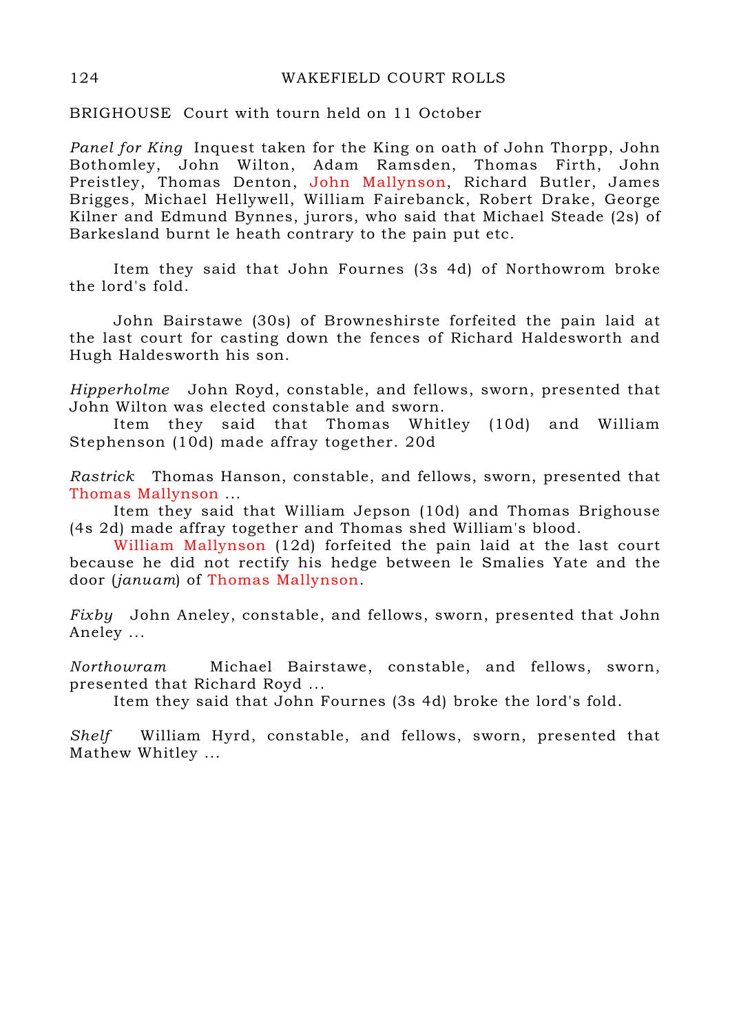BRIGHOUSE Court with tourn held on 11 October

*Panel for King* Inquest taken for the King on oath of John Thorpp, John Bothomley, John Wilton, Adam Ramsden, Thomas Firth, John Preistley, Thomas Denton, John Mallynson, Richard Butler, James Brigges, Michael Hellywell, William Fairebanck, Robert Drake, George Kilner and Edmund Bynnes, jurors, who said that Michael Steade (2s) of Barkesland burnt le heath contrary to the pain put etc.

Item they said that John Fournes (3s 4d) of Northowrom broke the lord's fold.

John Bairstawe (30s) of Browneshirste forfeited the pain laid at the last court for casting down the fences of Richard Haldesworth and Hugh Haldesworth his son.

*Hipperholme* John Royd, constable, and fellows, sworn, presented that John Wilton was elected constable and sworn.

Item they said that Thomas Whitley (10d) and William Stephenson (10d) made affray together. 20d

*Rastrick* Thomas Hanson, constable, and fellows, sworn, presented that Thomas Mallynson ...

Item they said that William Jepson (10d) and Thomas Brighouse (4s 2d) made affray together and Thomas shed William's blood.

William Mallynson (12d) forfeited the pain laid at the last court because he did not rectify his hedge between le Smalies Yate and the door (*januam*) of Thomas Mallynson.

*Fixby* John Aneley, constable, and fellows, sworn, presented that John Aneley ...

*Northowram* Michael Bairstawe, constable, and fellows, sworn, presented that Richard Royd ...

Item they said that John Fournes (3s 4d) broke the lord's fold.

*Shelf* William Hyrd, constable, and fellows, sworn, presented that Mathew Whitley ...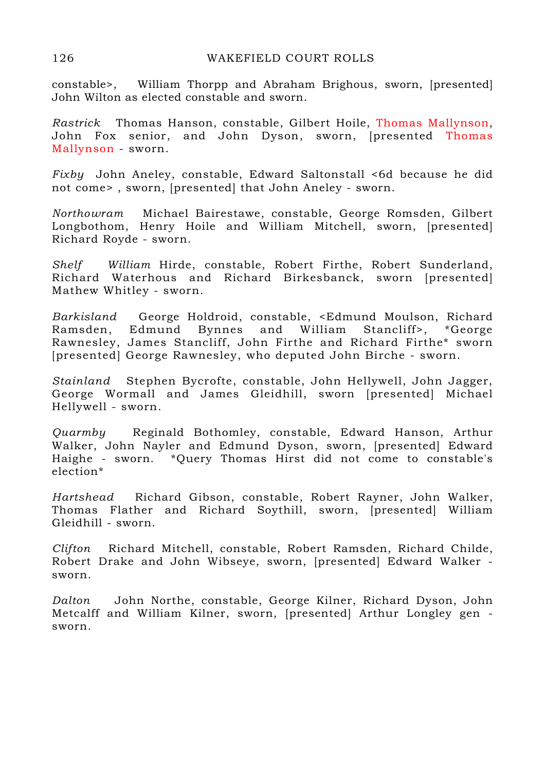constable>,  William Thorpp and Abraham Brighous, sworn, [presented] John Wilton as elected constable and sworn.

*Rastrick*  Thomas Hanson, constable, Gilbert Hoile, Thomas Mallynson, John Fox senior, and John Dyson, sworn, [presented Thomas Mallynson - sworn.

*Fixby*  John Aneley, constable, Edward Saltonstall <6d because he did not come> , sworn, [presented] that John Aneley - sworn.

*Northowram*  Michael Bairestawe, constable, George Romsden, Gilbert Longbothom, Henry Hoile and William Mitchell, sworn, [presented] Richard Royde - sworn.

*Shelf*  *William* Hirde, constable, Robert Firthe, Robert Sunderland, Richard Waterhous and Richard Birkesbanck, sworn [presented] Mathew Whitley - sworn.

*Barkisland*  George Holdroid, constable, <Edmund Moulson, Richard Ramsden, Edmund Bynnes and William Stancliff>, *George Rawnesley, James Stancliff, John Firthe and Richard Firthe* sworn [presented] George Rawnesley, who deputed John Birche - sworn.

*Stainland*  Stephen Bycrofte, constable, John Hellywell, John Jagger, George Wormall and James Gleidhill, sworn [presented] Michael Hellywell - sworn.

*Quarmby*  Reginald Bothomley, constable, Edward Hanson, Arthur Walker, John Nayler and Edmund Dyson, sworn, [presented] Edward Haighe - sworn.  *Query Thomas Hirst did not come to constable's election*

*Hartshead*  Richard Gibson, constable, Robert Rayner, John Walker, Thomas Flather and Richard Soythill, sworn, [presented] William Gleidhill - sworn.

*Clifton*  Richard Mitchell, constable, Robert Ramsden, Richard Childe, Robert Drake and John Wibseye, sworn, [presented] Edward Walker - sworn.

*Dalton*  John Northe, constable, George Kilner, Richard Dyson, John Metcalff and William Kilner, sworn, [presented] Arthur Longley gen - sworn.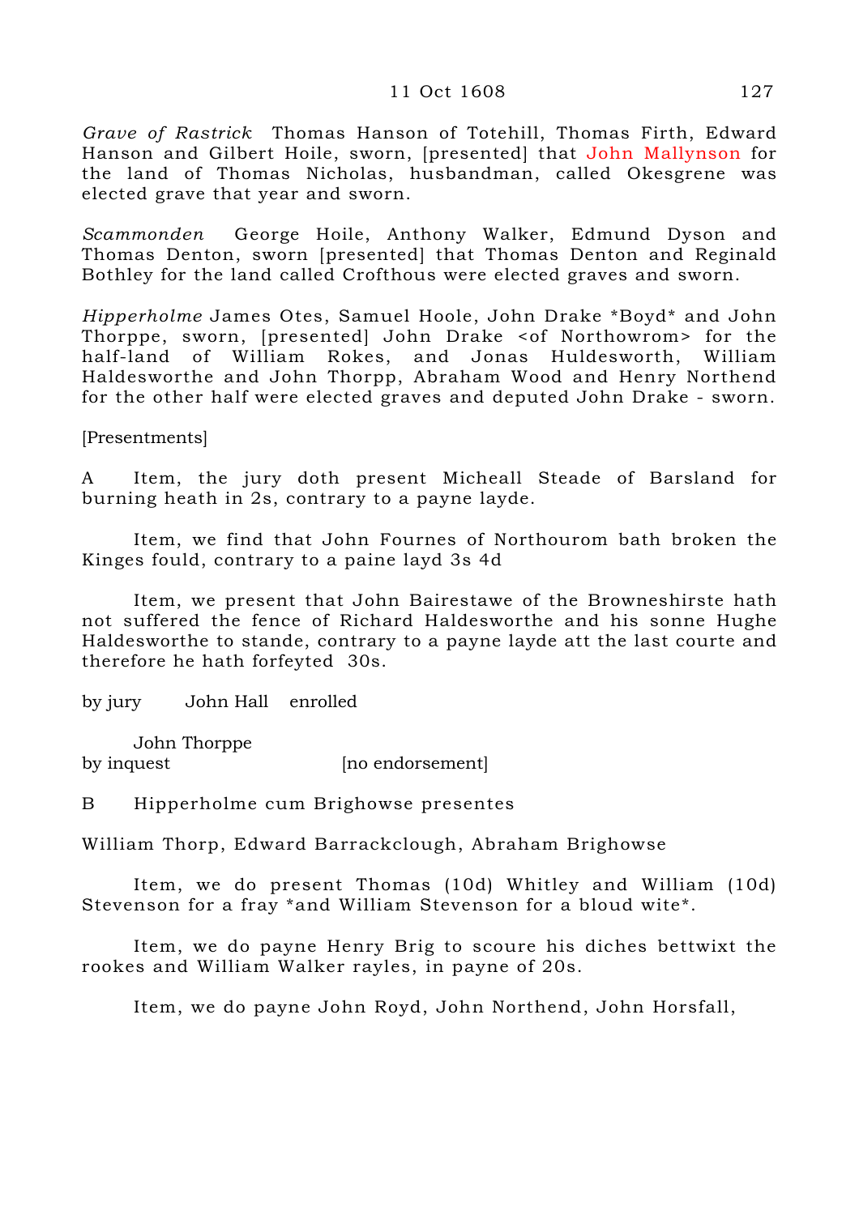*Grave of Rastrick* Thomas Hanson of Totehill, Thomas Firth, Edward Hanson and Gilbert Hoile, sworn, [presented] that John Mallynson for the land of Thomas Nicholas, husbandman, called Okesgrene was elected grave that year and sworn.

*Scammonden* George Hoile, Anthony Walker, Edmund Dyson and Thomas Denton, sworn [presented] that Thomas Denton and Reginald Bothley for the land called Crofthous were elected graves and sworn.

*Hipperholme* James Otes, Samuel Hoole, John Drake *Boyd* and John Thorppe, sworn, [presented] John Drake <of Northowrom> for the half-land of William Rokes, and Jonas Huldesworth, William Haldesworthe and John Thorpp, Abraham Wood and Henry Northend for the other half were elected graves and deputed John Drake - sworn.

[Presentments]

A Item, the jury doth present Micheall Steade of Barsland for burning heath in 2s, contrary to a payne layde.

Item, we find that John Fournes of Northourom bath broken the Kinges fould, contrary to a paine layd 3s 4d

Item, we present that John Bairestawe of the Browneshirste hath not suffered the fence of Richard Haldesworthe and his sonne Hughe Haldesworthe to stande, contrary to a payne layde att the last courte and therefore he hath forfeyted 30s.

by jury John Hall enrolled

John Thorppe
by inquest [no endorsement]

B Hipperholme cum Brighowse presentes

William Thorp, Edward Barrackclough, Abraham Brighowse

Item, we do present Thomas (10d) Whitley and William (10d) Stevenson for a fray *and William Stevenson for a bloud wite*.

Item, we do payne Henry Brig to scoure his diches bettwixt the rookes and William Walker rayles, in payne of 20s.

Item, we do payne John Royd, John Northend, John Horsfall,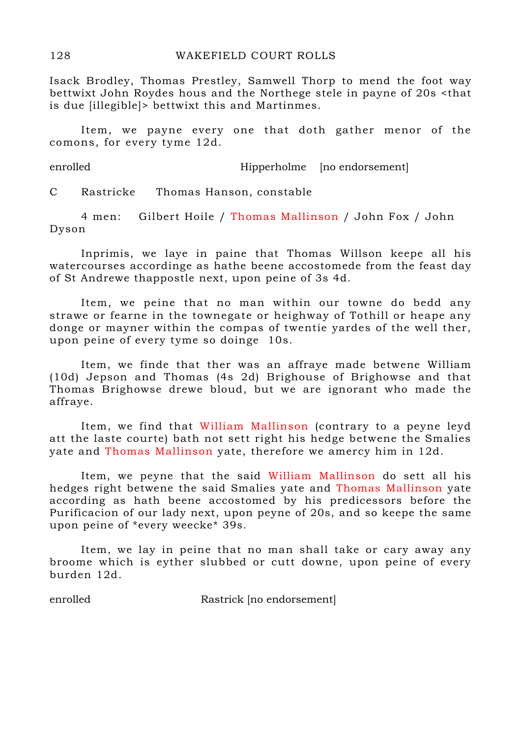Isack Brodley, Thomas Prestley, Samwell Thorp to mend the foot way bettwixt John Roydes hous and the Northege stele in payne of 20s <that is due [illegible]> bettwixt this and Martinmes.

Item, we payne every one that doth gather menor of the comons, for every tyme 12d.

enrolled Hipperholme [no endorsement]

C Rastricke Thomas Hanson, constable

4 men: Gilbert Hoile / Thomas Mallinson / John Fox / John Dyson

Inprimis, we laye in paine that Thomas Willson keepe all his watercourses accordinge as hathe beene accostomede from the feast day of St Andrewe thappostle next, upon peine of 3s 4d.

Item, we peine that no man within our towne do bedd any strawe or fearne in the townegate or heighway of Tothill or heape any donge or mayner within the compas of twentie yardes of the well ther, upon peine of every tyme so doinge 10s.

Item, we finde that ther was an affraye made betwene William (10d) Jepson and Thomas (4s 2d) Brighouse of Brighowse and that Thomas Brighowse drewe bloud, but we are ignorant who made the affraye.

Item, we find that William Mallinson (contrary to a peyne leyd att the laste courte) bath not sett right his hedge betwene the Smalies yate and Thomas Mallinson yate, therefore we amercy him in 12d.

Item, we peyne that the said William Mallinson do sett all his hedges right betwene the said Smalies yate and Thomas Mallinson yate according as hath beene accostomed by his predicessors before the Purificacion of our lady next, upon peyne of 20s, and so keepe the same upon peine of *every weecke* 39s.

Item, we lay in peine that no man shall take or cary away any broome which is eyther slubbed or cutt downe, upon peine of every burden 12d.

enrolled Rastrick [no endorsement]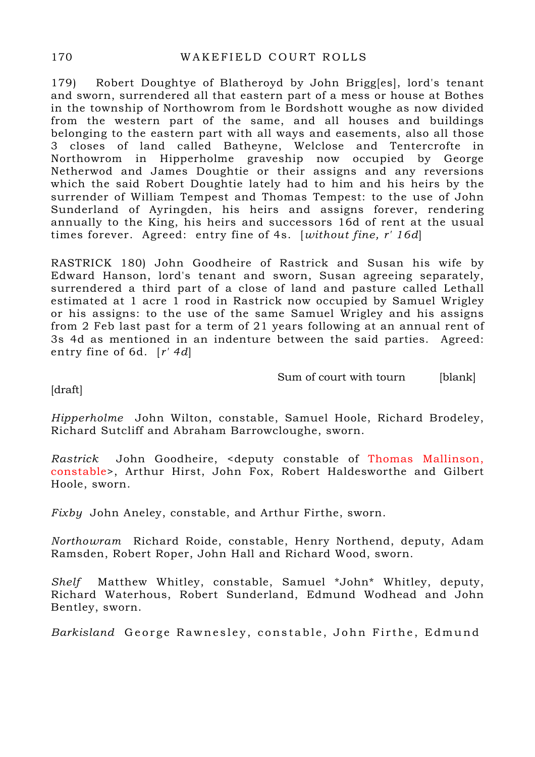179) Robert Doughtye of Blatheroyd by John Brigg[es], lord's tenant and sworn, surrendered all that eastern part of a mess or house at Bothes in the township of Northowrom from le Bordshott woughe as now divided from the western part of the same, and all houses and buildings belonging to the eastern part with all ways and easements, also all those 3 closes of land called Batheyne, Welclose and Tentercrofte in Northowrom in Hipperholme graveship now occupied by George Netherwod and James Doughtie or their assigns and any reversions which the said Robert Doughtie lately had to him and his heirs by the surrender of William Tempest and Thomas Tempest: to the use of John Sunderland of Ayringden, his heirs and assigns forever, rendering annually to the King, his heirs and successors 16d of rent at the usual times forever. Agreed: entry fine of 4s. [*without fine, r' 16d*]

RASTRICK 180) John Goodheire of Rastrick and Susan his wife by Edward Hanson, lord's tenant and sworn, Susan agreeing separately, surrendered a third part of a close of land and pasture called Lethall estimated at 1 acre 1 rood in Rastrick now occupied by Samuel Wrigley or his assigns: to the use of the same Samuel Wrigley and his assigns from 2 Feb last past for a term of 21 years following at an annual rent of 3s 4d as mentioned in an indenture between the said parties. Agreed: entry fine of 6d. [*r' 4d*]

Sum of court with tourn [blank]

[draft]

*Hipperholme* John Wilton, constable, Samuel Hoole, Richard Brodeley, Richard Sutcliff and Abraham Barrowcloughe, sworn.

*Rastrick* John Goodheire, <deputy constable of Thomas Mallinson, constable>, Arthur Hirst, John Fox, Robert Haldesworthe and Gilbert Hoole, sworn.

*Fixby* John Aneley, constable, and Arthur Firthe, sworn.

*Northowram* Richard Roide, constable, Henry Northend, deputy, Adam Ramsden, Robert Roper, John Hall and Richard Wood, sworn.

*Shelf* Matthew Whitley, constable, Samuel *John* Whitley, deputy, Richard Waterhous, Robert Sunderland, Edmund Wodhead and John Bentley, sworn.

*Barkisland* George Rawnesley, constable, John Firthe, Edmund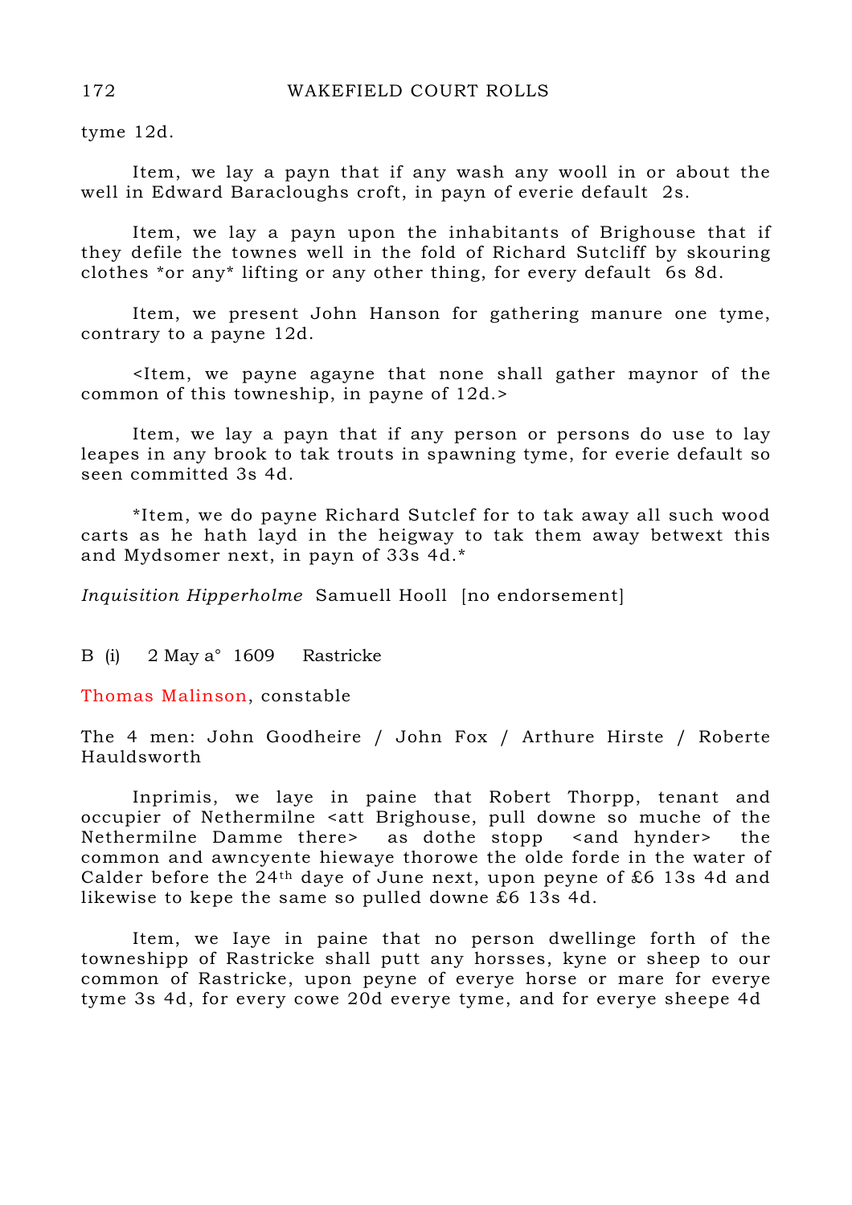tyme 12d.

Item, we lay a payn that if any wash any wooll in or about the well in Edward Baracloughs croft, in payn of everie default 2s.

Item, we lay a payn upon the inhabitants of Brighouse that if they defile the townes well in the fold of Richard Sutcliff by skouring clothes *or any* lifting or any other thing, for every default 6s 8d.

Item, we present John Hanson for gathering manure one tyme, contrary to a payne 12d.

<Item, we payne agayne that none shall gather maynor of the common of this towneship, in payne of 12d.>

Item, we lay a payn that if any person or persons do use to lay leapes in any brook to tak trouts in spawning tyme, for everie default so seen committed 3s 4d.

*Item, we do payne Richard Sutclef for to tak away all such wood carts as he hath layd in the heigway to tak them away betwext this and Mydsomer next, in payn of 33s 4d.*

*Inquisition Hipperholme* Samuell Hooll [no endorsement]

B (i) 2 May a° 1609 Rastricke

Thomas Malinson, constable

The 4 men: John Goodheire / John Fox / Arthure Hirste / Roberte Hauldsworth

Inprimis, we laye in paine that Robert Thorpp, tenant and occupier of Nethermilne <att Brighouse, pull downe so muche of the Nethermilne Damme there> as dothe stopp <and hynder> the common and awncyente hieway thorowe the olde forde in the water of Calder before the 24th daye of June next, upon peyne of £6 13s 4d and likewise to kepe the same so pulled downe £6 13s 4d.

Item, we Iaye in paine that no person dwellinge forth of the towneshipp of Rastricke shall putt any horsses, kyne or sheep to our common of Rastricke, upon peyne of everye horse or mare for everye tyme 3s 4d, for every cowe 20d everye tyme, and for everye sheepe 4d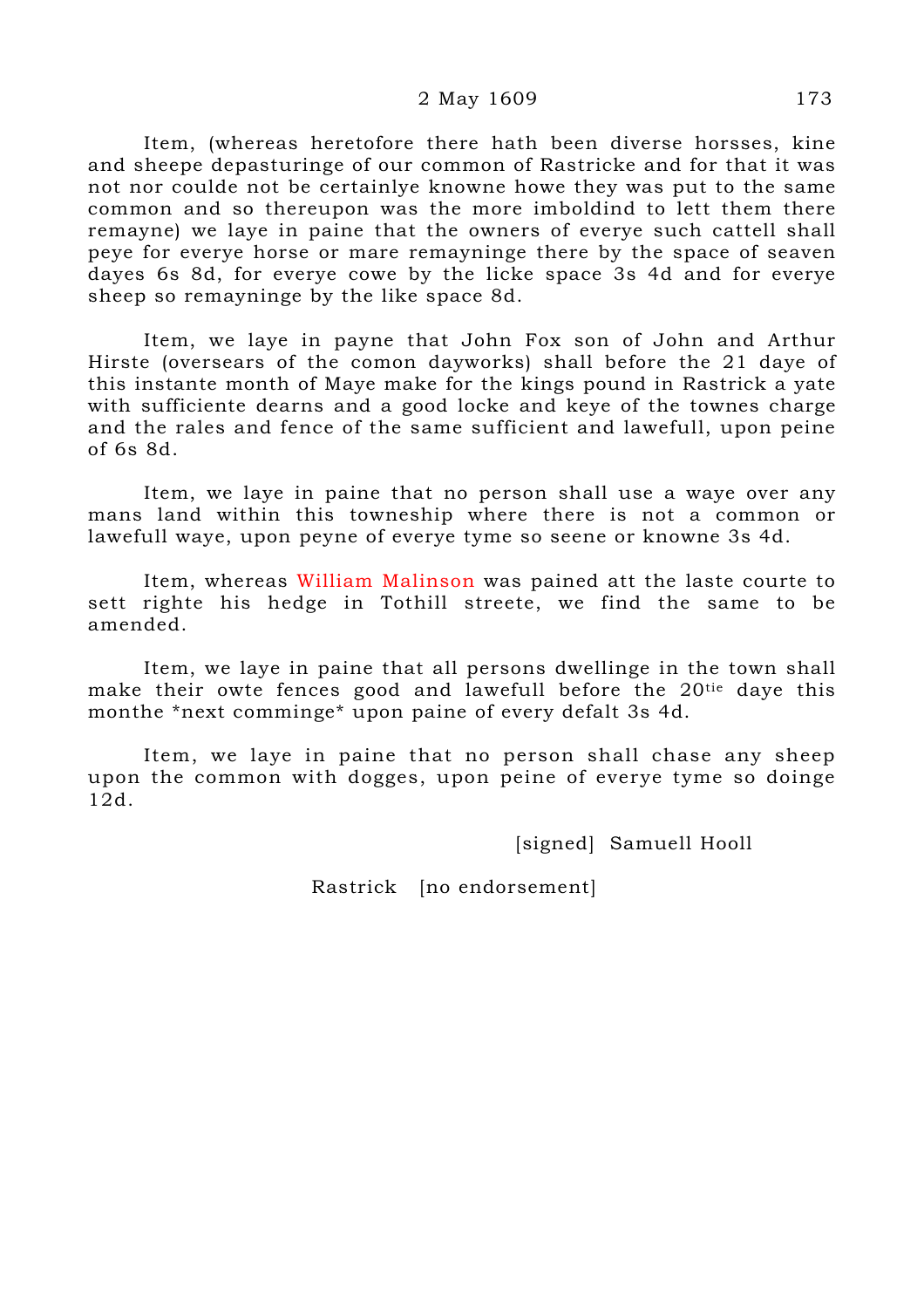Item, (whereas heretofore there hath been diverse horsses, kine and sheepe depasturinge of our common of Rastricke and for that it was not nor coulde not be certainlye knowne howe they was put to the same common and so thereupon was the more imboldind to lett them there remayne) we laye in paine that the owners of everye such cattell shall peye for everye horse or mare remayninge there by the space of seaven dayes 6s 8d, for everye cowe by the licke space 3s 4d and for everye sheep so remayninge by the like space 8d.

Item, we laye in payne that John Fox son of John and Arthur Hirste (oversears of the comon dayworks) shall before the 21 daye of this instante month of Maye make for the kings pound in Rastrick a yate with sufficiente dearns and a good locke and keye of the townes charge and the rales and fence of the same sufficient and lawefull, upon peine of 6s 8d.

Item, we laye in paine that no person shall use a waye over any mans land within this towneship where there is not a common or lawefull waye, upon peyne of everye tyme so seene or knowne 3s 4d.

Item, whereas William Malinson was pained att the laste courte to sett righte his hedge in Tothill streete, we find the same to be amended.

Item, we laye in paine that all persons dwellinge in the town shall make their owte fences good and lawefull before the 20tie daye this monthe *next comminge* upon paine of every defalt 3s 4d.

Item, we laye in paine that no person shall chase any sheep upon the common with dogges, upon peine of everye tyme so doinge 12d.

[signed] Samuell Hooll

Rastrick [no endorsement]